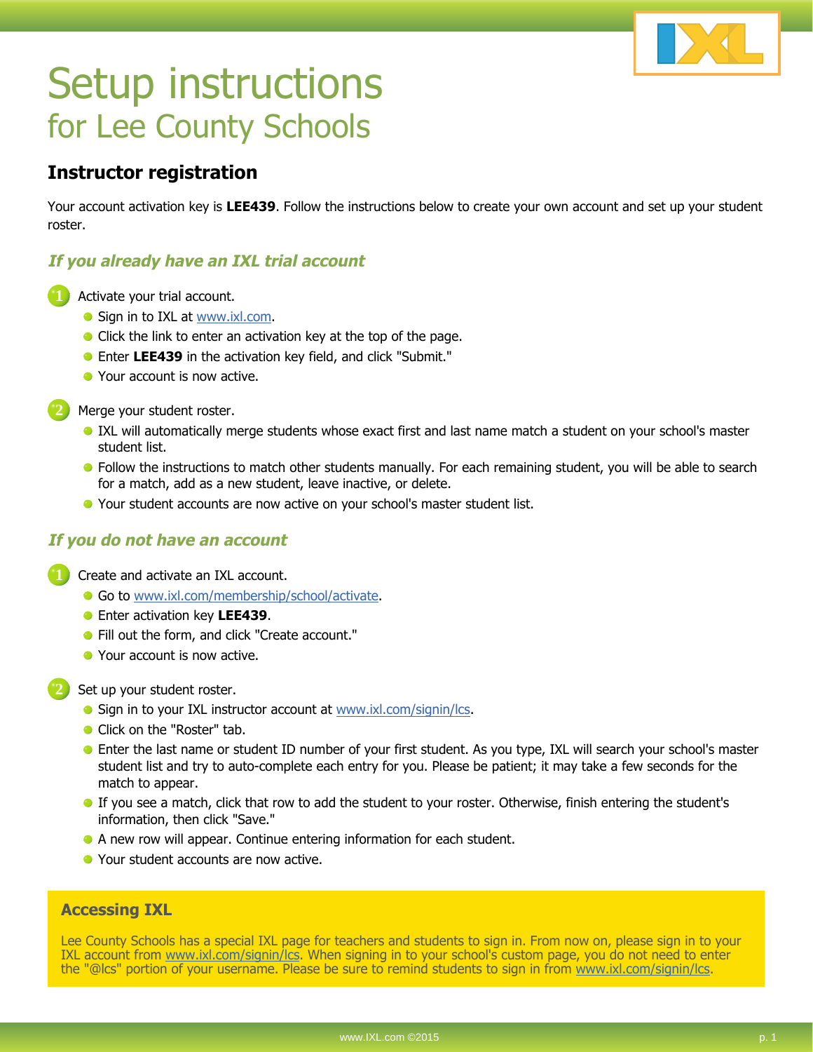# Setup instructions
## for Lee County Schools

### Instructor registration

Your account activation key is **LEE439**. Follow the instructions below to create your own account and set up your student roster.

#### *If you already have an IXL trial account*

1. Activate your trial account.
   - Sign in to IXL at www.ixl.com.
   - Click the link to enter an activation key at the top of the page.
   - Enter **LEE439** in the activation key field, and click "Submit."
   - Your account is now active.

2. Merge your student roster.
   - IXL will automatically merge students whose exact first and last name match a student on your school's master student list.
   - Follow the instructions to match other students manually. For each remaining student, you will be able to search for a match, add as a new student, leave inactive, or delete.
   - Your student accounts are now active on your school's master student list.

#### *If you do not have an account*

1. Create and activate an IXL account.
   - Go to www.ixl.com/membership/school/activate.
   - Enter activation key **LEE439**.
   - Fill out the form, and click "Create account."
   - Your account is now active.

2. Set up your student roster.
   - Sign in to your IXL instructor account at www.ixl.com/signin/lcs.
   - Click on the "Roster" tab.
   - Enter the last name or student ID number of your first student. As you type, IXL will search your school's master student list and try to auto-complete each entry for you. Please be patient; it may take a few seconds for the match to appear.
   - If you see a match, click that row to add the student to your roster. Otherwise, finish entering the student's information, then click "Save."
   - A new row will appear. Continue entering information for each student.
   - Your student accounts are now active.

### Accessing IXL

Lee County Schools has a special IXL page for teachers and students to sign in. From now on, please sign in to your IXL account from www.ixl.com/signin/lcs. When signing in to your school's custom page, you do not need to enter the "@lcs" portion of your username. Please be sure to remind students to sign in from www.ixl.com/signin/lcs.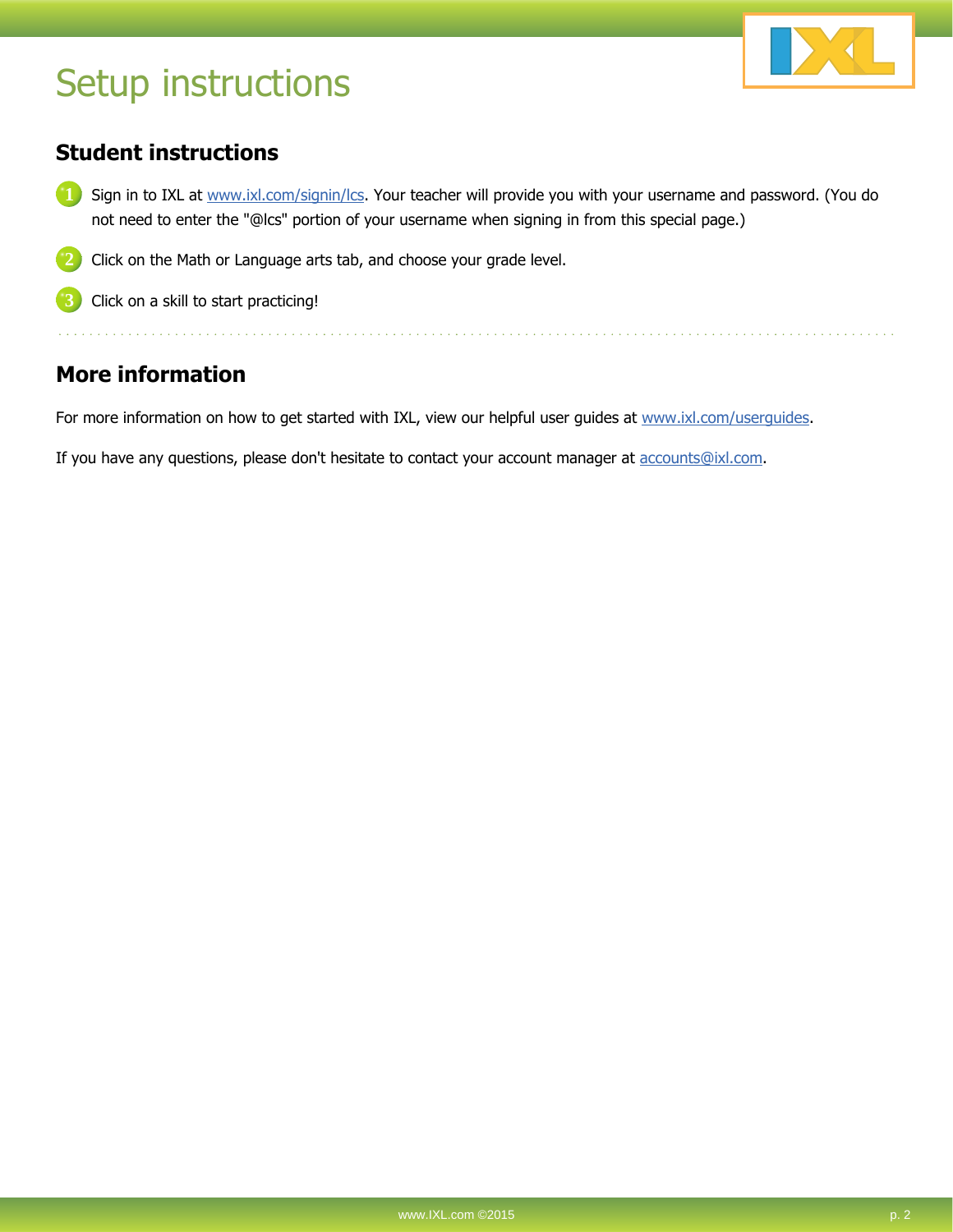# Setup instructions

## Student instructions

1. Sign in to IXL at www.ixl.com/signin/lcs. Your teacher will provide you with your username and password. (You do not need to enter the "@lcs" portion of your username when signing in from this special page.)
2. Click on the Math or Language arts tab, and choose your grade level.
3. Click on a skill to start practicing!

## More information

For more information on how to get started with IXL, view our helpful user guides at www.ixl.com/userguides.

If you have any questions, please don't hesitate to contact your account manager at accounts@ixl.com.